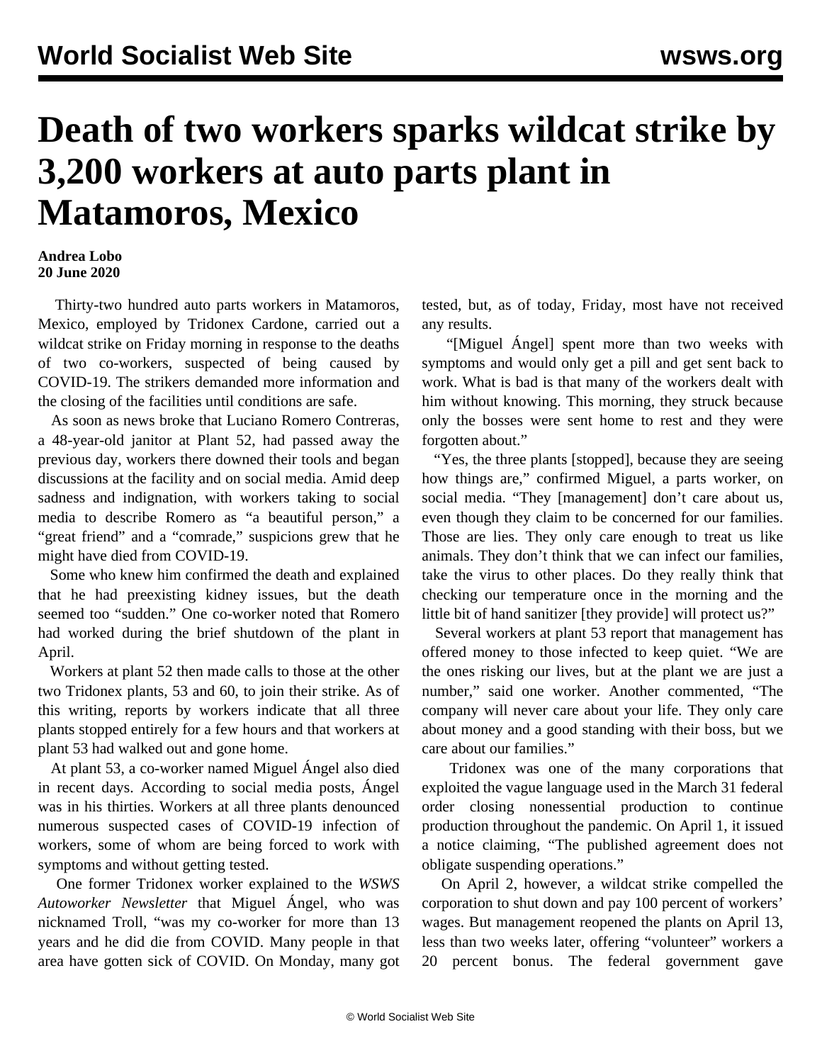# Death of two workers sparks wildcat strike by 3,200 workers at auto parts plant in Matamoros, Mexico

**Andrea Lobo**
**20 June 2020**

Thirty-two hundred auto parts workers in Matamoros, Mexico, employed by Tridonex Cardone, carried out a wildcat strike on Friday morning in response to the deaths of two co-workers, suspected of being caused by COVID-19. The strikers demanded more information and the closing of the facilities until conditions are safe.

As soon as news broke that Luciano Romero Contreras, a 48-year-old janitor at Plant 52, had passed away the previous day, workers there downed their tools and began discussions at the facility and on social media. Amid deep sadness and indignation, with workers taking to social media to describe Romero as "a beautiful person," a "great friend" and a "comrade," suspicions grew that he might have died from COVID-19.

Some who knew him confirmed the death and explained that he had preexisting kidney issues, but the death seemed too "sudden." One co-worker noted that Romero had worked during the brief shutdown of the plant in April.

Workers at plant 52 then made calls to those at the other two Tridonex plants, 53 and 60, to join their strike. As of this writing, reports by workers indicate that all three plants stopped entirely for a few hours and that workers at plant 53 had walked out and gone home.

At plant 53, a co-worker named Miguel Ángel also died in recent days. According to social media posts, Ángel was in his thirties. Workers at all three plants denounced numerous suspected cases of COVID-19 infection of workers, some of whom are being forced to work with symptoms and without getting tested.

One former Tridonex worker explained to the *WSWS Autoworker Newsletter* that Miguel Ángel, who was nicknamed Troll, "was my co-worker for more than 13 years and he did die from COVID. Many people in that area have gotten sick of COVID. On Monday, many got tested, but, as of today, Friday, most have not received any results.

"[Miguel Ángel] spent more than two weeks with symptoms and would only get a pill and get sent back to work. What is bad is that many of the workers dealt with him without knowing. This morning, they struck because only the bosses were sent home to rest and they were forgotten about."

"Yes, the three plants [stopped], because they are seeing how things are," confirmed Miguel, a parts worker, on social media. "They [management] don't care about us, even though they claim to be concerned for our families. Those are lies. They only care enough to treat us like animals. They don't think that we can infect our families, take the virus to other places. Do they really think that checking our temperature once in the morning and the little bit of hand sanitizer [they provide] will protect us?"

Several workers at plant 53 report that management has offered money to those infected to keep quiet. "We are the ones risking our lives, but at the plant we are just a number," said one worker. Another commented, "The company will never care about your life. They only care about money and a good standing with their boss, but we care about our families."

Tridonex was one of the many corporations that exploited the vague language used in the March 31 federal order closing nonessential production to continue production throughout the pandemic. On April 1, it issued a notice claiming, "The published agreement does not obligate suspending operations."

On April 2, however, a wildcat strike compelled the corporation to shut down and pay 100 percent of workers' wages. But management reopened the plants on April 13, less than two weeks later, offering "volunteer" workers a 20 percent bonus. The federal government gave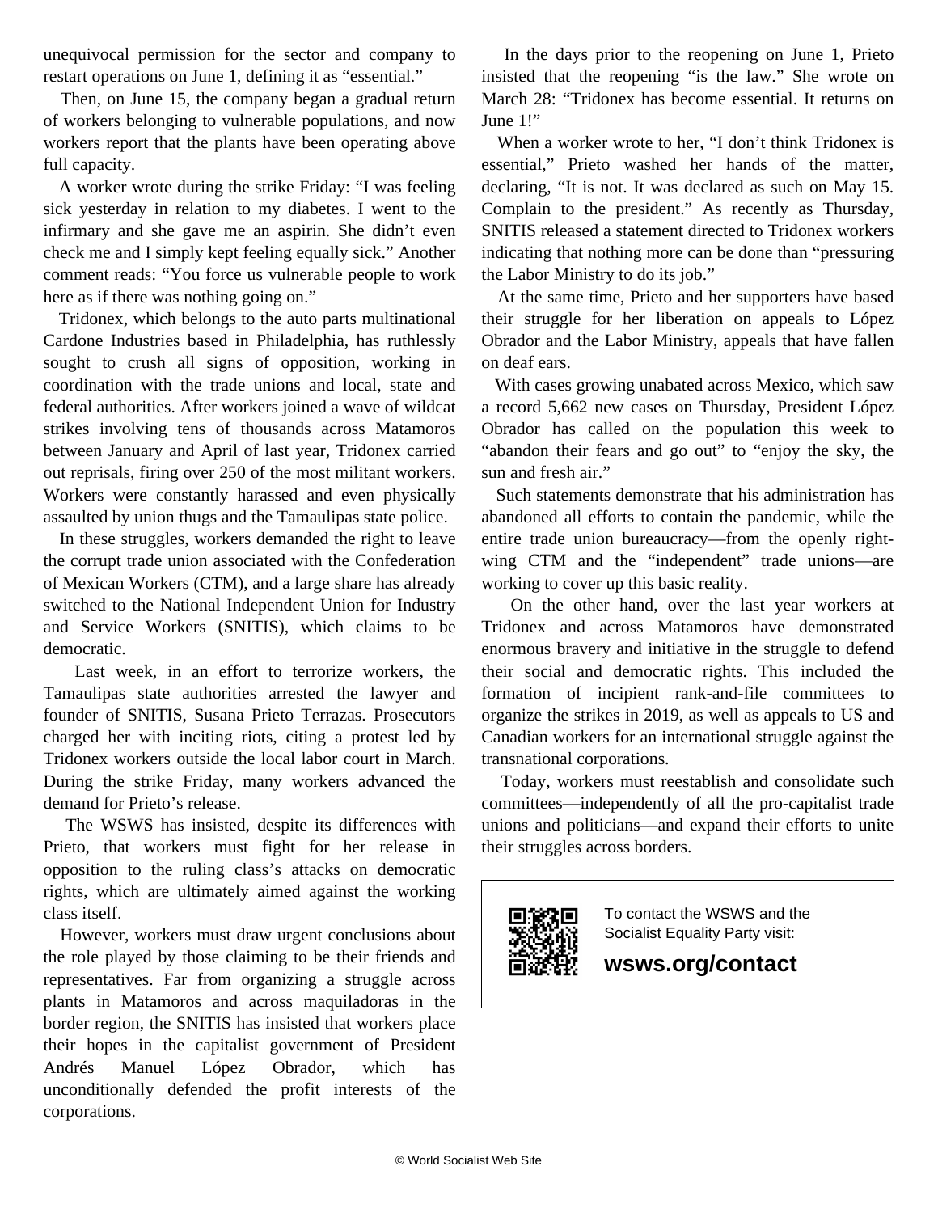unequivocal permission for the sector and company to restart operations on June 1, defining it as "essential."

Then, on June 15, the company began a gradual return of workers belonging to vulnerable populations, and now workers report that the plants have been operating above full capacity.

A worker wrote during the strike Friday: "I was feeling sick yesterday in relation to my diabetes. I went to the infirmary and she gave me an aspirin. She didn't even check me and I simply kept feeling equally sick." Another comment reads: "You force us vulnerable people to work here as if there was nothing going on."

Tridonex, which belongs to the auto parts multinational Cardone Industries based in Philadelphia, has ruthlessly sought to crush all signs of opposition, working in coordination with the trade unions and local, state and federal authorities. After workers joined a wave of wildcat strikes involving tens of thousands across Matamoros between January and April of last year, Tridonex carried out reprisals, firing over 250 of the most militant workers. Workers were constantly harassed and even physically assaulted by union thugs and the Tamaulipas state police.

In these struggles, workers demanded the right to leave the corrupt trade union associated with the Confederation of Mexican Workers (CTM), and a large share has already switched to the National Independent Union for Industry and Service Workers (SNITIS), which claims to be democratic.

Last week, in an effort to terrorize workers, the Tamaulipas state authorities arrested the lawyer and founder of SNITIS, Susana Prieto Terrazas. Prosecutors charged her with inciting riots, citing a protest led by Tridonex workers outside the local labor court in March. During the strike Friday, many workers advanced the demand for Prieto's release.

The WSWS has insisted, despite its differences with Prieto, that workers must fight for her release in opposition to the ruling class's attacks on democratic rights, which are ultimately aimed against the working class itself.

However, workers must draw urgent conclusions about the role played by those claiming to be their friends and representatives. Far from organizing a struggle across plants in Matamoros and across maquiladoras in the border region, the SNITIS has insisted that workers place their hopes in the capitalist government of President Andrés Manuel López Obrador, which has unconditionally defended the profit interests of the corporations.

In the days prior to the reopening on June 1, Prieto insisted that the reopening "is the law." She wrote on March 28: "Tridonex has become essential. It returns on June 1!"

When a worker wrote to her, "I don't think Tridonex is essential," Prieto washed her hands of the matter, declaring, "It is not. It was declared as such on May 15. Complain to the president." As recently as Thursday, SNITIS released a statement directed to Tridonex workers indicating that nothing more can be done than "pressuring the Labor Ministry to do its job."

At the same time, Prieto and her supporters have based their struggle for her liberation on appeals to López Obrador and the Labor Ministry, appeals that have fallen on deaf ears.

With cases growing unabated across Mexico, which saw a record 5,662 new cases on Thursday, President López Obrador has called on the population this week to "abandon their fears and go out" to "enjoy the sky, the sun and fresh air."

Such statements demonstrate that his administration has abandoned all efforts to contain the pandemic, while the entire trade union bureaucracy—from the openly right-wing CTM and the "independent" trade unions—are working to cover up this basic reality.

On the other hand, over the last year workers at Tridonex and across Matamoros have demonstrated enormous bravery and initiative in the struggle to defend their social and democratic rights. This included the formation of incipient rank-and-file committees to organize the strikes in 2019, as well as appeals to US and Canadian workers for an international struggle against the transnational corporations.

Today, workers must reestablish and consolidate such committees—independently of all the pro-capitalist trade unions and politicians—and expand their efforts to unite their struggles across borders.

To contact the WSWS and the Socialist Equality Party visit:

**wsws.org/contact**